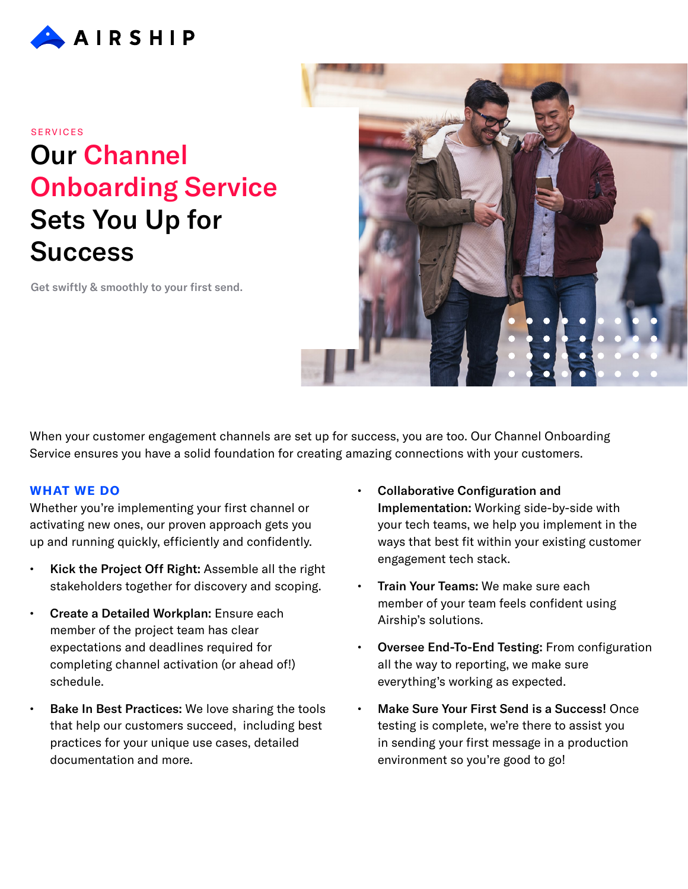AIRSHIP

SERVICES

# Our Channel Onboarding Service Sets You Up for Success

Get swiftly & smoothly to your first send.

When your customer engagement channels are set up for success, you are too. Our Channel Onboarding Service ensures you have a solid foundation for creating amazing connections with your customers.

## WHAT WE DO

Whether you're implementing your first channel or activating new ones, our proven approach gets you up and running quickly, efficiently and confidently.

- **Kick the Project Off Right:** Assemble all the right stakeholders together for discovery and scoping.
- **Create a Detailed Workplan:** Ensure each member of the project team has clear expectations and deadlines required for completing channel activation (or ahead of!) schedule.
- **Bake In Best Practices:** We love sharing the tools that help our customers succeed, including best practices for your unique use cases, detailed documentation and more.
- **Collaborative Configuration and Implementation:** Working side-by-side with your tech teams, we help you implement in the ways that best fit within your existing customer engagement tech stack.
- **Train Your Teams:** We make sure each member of your team feels confident using Airship's solutions.
- **Oversee End-To-End Testing:** From configuration all the way to reporting, we make sure everything's working as expected.
- **Make Sure Your First Send is a Success!** Once testing is complete, we're there to assist you in sending your first message in a production environment so you're good to go!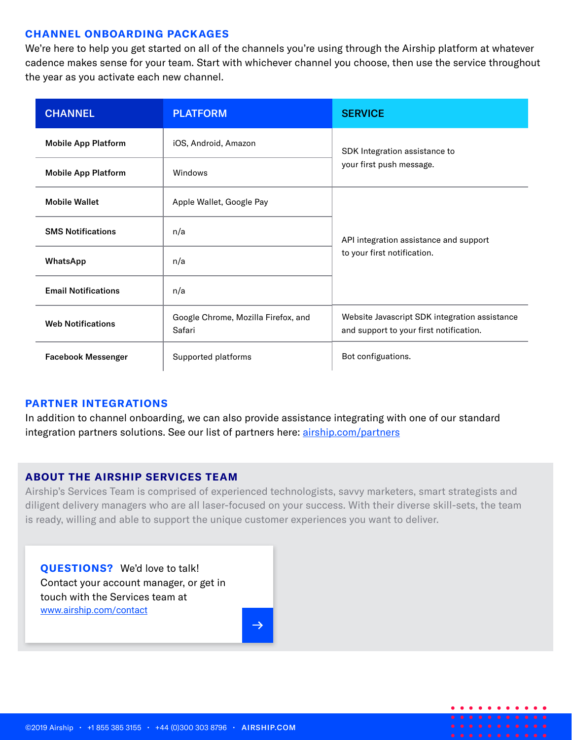## CHANNEL ONBOARDING PACKAGES

We're here to help you get started on all of the channels you're using through the Airship platform at whatever cadence makes sense for your team. Start with whichever channel you choose, then use the service throughout the year as you activate each new channel.

| CHANNEL | PLATFORM | SERVICE |
|---|---|---|
| **Mobile App Platform** | iOS, Android, Amazon | SDK Integration assistance to your first push message. |
| **Mobile App Platform** | Windows | |
| **Mobile Wallet** | Apple Wallet, Google Pay | API integration assistance and support to your first notification. |
| **SMS Notifications** | n/a | |
| **WhatsApp** | n/a | |
| **Email Notifications** | n/a | |
| **Web Notifications** | Google Chrome, Mozilla Firefox, and Safari | Website Javascript SDK integration assistance and support to your first notification. |
| **Facebook Messenger** | Supported platforms | Bot configuations. |

## PARTNER INTEGRATIONS

In addition to channel onboarding, we can also provide assistance integrating with one of our standard integration partners solutions. See our list of partners here: [airship.com/partners](airship.com/partners)

## ABOUT THE AIRSHIP SERVICES TEAM

Airship's Services Team is comprised of experienced technologists, savvy marketers, smart strategists and diligent delivery managers who are all laser-focused on your success. With their diverse skill-sets, the team is ready, willing and able to support the unique customer experiences you want to deliver.

**QUESTIONS?** We'd love to talk! Contact your account manager, or get in touch with the Services team at [www.airship.com/contact](www.airship.com/contact)

©2019 Airship • +1 855 385 3155 • +44 (0)300 303 8796 • AIRSHIP.COM